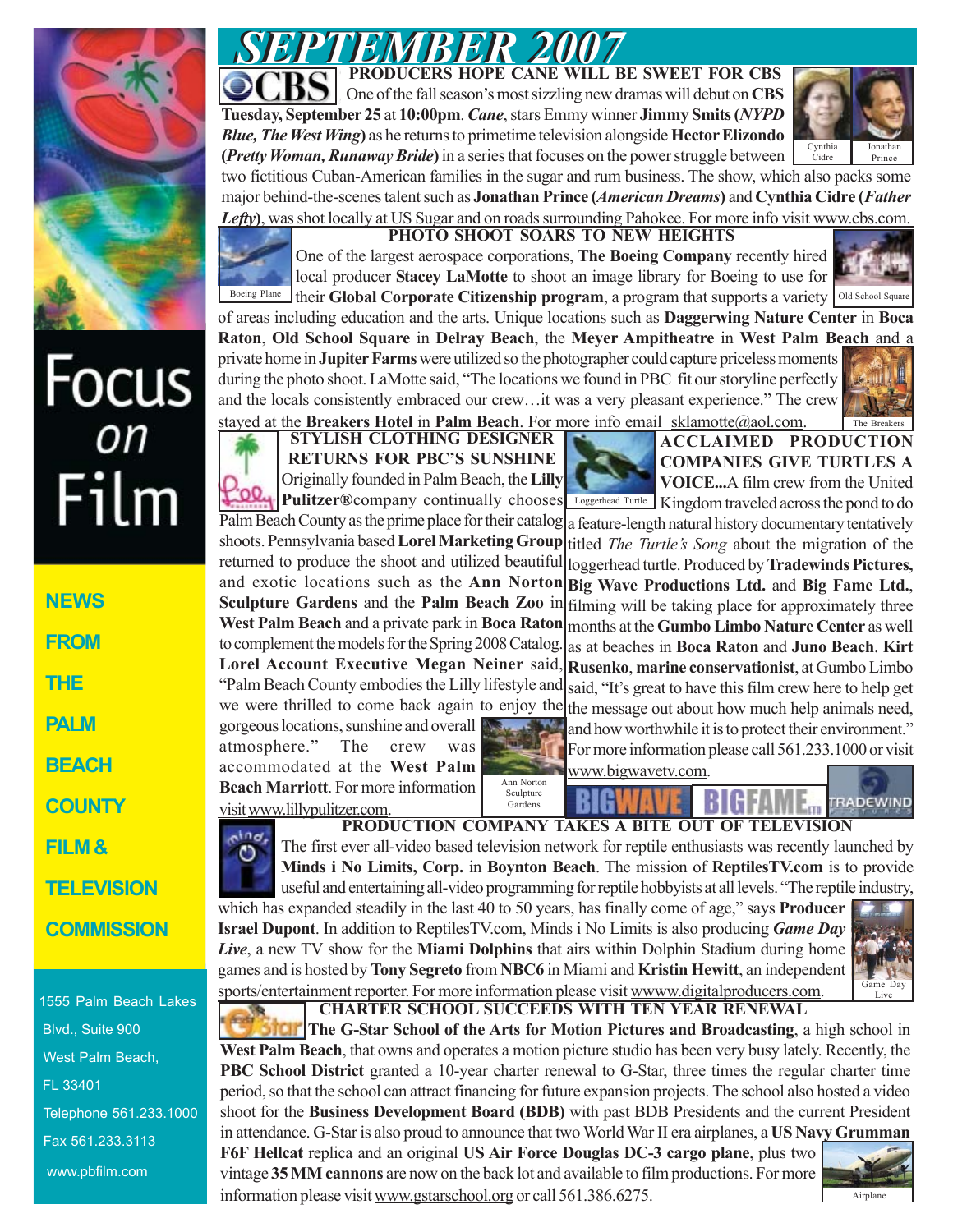# SEPTEMBER 2007

## PRODUCERS HOPE CANE WILL BE SWEET FOR CBS

One of the fall season's most sizzling new dramas will debut on **CBS Tuesday, September 25** at **10:00pm**. *Cane*, stars Emmy winner **Jimmy Smits (*NYPD Blue, The West Wing*)** as he returns to primetime television alongside **Hector Elizondo (*Pretty Woman, Runaway Bride*)** in a series that focuses on the power struggle between two fictitious Cuban-American families in the sugar and rum business. The show, which also packs some major behind-the-scenes talent such as **Jonathan Prince (*American Dreams*)** and **Cynthia Cidre (*Father Lefty*)**, was shot locally at US Sugar and on roads surrounding Pahokee. For more info visit www.cbs.com.

Cynthia Cidre

Jonathan Prince

## PHOTO SHOOT SOARS TO NEW HEIGHTS

One of the largest aerospace corporations, **The Boeing Company** recently hired local producer **Stacey LaMotte** to shoot an image library for Boeing to use for their **Global Corporate Citizenship program**, a program that supports a variety of areas including education and the arts. Unique locations such as **Daggerwing Nature Center** in **Boca Raton**, **Old School Square** in **Delray Beach**, the **Meyer Ampitheatre** in **West Palm Beach** and a private home in **Jupiter Farms** were utilized so the photographer could capture priceless moments during the photo shoot. LaMotte said, "The locations we found in PBC fit our storyline perfectly and the locals consistently embraced our crew…it was a very pleasant experience." The crew stayed at the **Breakers Hotel** in **Palm Beach**. For more info email sklamotte@aol.com.

Boeing Plane

Old School Square

The Breakers

## STYLISH CLOTHING DESIGNER RETURNS FOR PBC'S SUNSHINE

Originally founded in Palm Beach, the **Lilly Pulitzer®** company continually chooses Palm Beach County as the prime place for their catalog shoots. Pennsylvania based **Lorel Marketing Group** returned to produce the shoot and utilized beautiful and exotic locations such as the **Ann Norton Sculpture Gardens** and the **Palm Beach Zoo** in **West Palm Beach** and a private park in **Boca Raton** to complement the models for the Spring 2008 Catalog. **Lorel Account Executive Megan Neiner** said, "Palm Beach County embodies the Lilly lifestyle and we were thrilled to come back again to enjoy the gorgeous locations, sunshine and overall atmosphere." The crew was accommodated at the **West Palm Beach Marriott**. For more information visit www.lillypulitzer.com.

Ann Norton Sculpture Gardens

## ACCLAIMED PRODUCTION COMPANIES GIVE TURTLES A VOICE...

A film crew from the United Kingdom traveled across the pond to do a feature-length natural history documentary tentatively titled *The Turtle's Song* about the migration of the loggerhead turtle. Produced by **Tradewinds Pictures, Big Wave Productions Ltd.** and **Big Fame Ltd.**, filming will be taking place for approximately three months at the **Gumbo Limbo Nature Center** as well as at beaches in **Boca Raton** and **Juno Beach**. **Kirt Rusenko, marine conservationist**, at Gumbo Limbo said, "It's great to have this film crew here to help get the message out about how much help animals need, and how worthwhile it is to protect their environment." For more information please call 561.233.1000 or visit www.bigwavetv.com.

Loggerhead Turtle

## PRODUCTION COMPANY TAKES A BITE OUT OF TELEVISION

The first ever all-video based television network for reptile enthusiasts was recently launched by **Minds i No Limits, Corp.** in **Boynton Beach**. The mission of **ReptilesTV.com** is to provide useful and entertaining all-video programming for reptile hobbyists at all levels. "The reptile industry, which has expanded steadily in the last 40 to 50 years, has finally come of age," says **Producer Israel Dupont**. In addition to ReptilesTV.com, Minds i No Limits is also producing ***Game Day Live***, a new TV show for the **Miami Dolphins** that airs within Dolphin Stadium during home games and is hosted by **Tony Segreto** from **NBC6** in Miami and **Kristin Hewitt**, an independent sports/entertainment reporter. For more information please visit wwww.digitalproducers.com.

Game Day Live

## CHARTER SCHOOL SUCCEEDS WITH TEN YEAR RENEWAL

**The G-Star School of the Arts for Motion Pictures and Broadcasting**, a high school in **West Palm Beach**, that owns and operates a motion picture studio has been very busy lately. Recently, the **PBC School District** granted a 10-year charter renewal to G-Star, three times the regular charter time period, so that the school can attract financing for future expansion projects. The school also hosted a video shoot for the **Business Development Board (BDB)** with past BDB Presidents and the current President in attendance. G-Star is also proud to announce that two World War II era airplanes, a **US Navy Grumman F6F Hellcat** replica and an original **US Air Force Douglas DC-3 cargo plane**, plus two vintage **35 MM cannons** are now on the back lot and available to film productions. For more information please visit www.gstarschool.org or call 561.386.6275.

Airplane

---

Focus on Film

NEWS FROM THE PALM BEACH COUNTY FILM & TELEVISION COMMISSION

1555 Palm Beach Lakes Blvd., Suite 900
West Palm Beach, FL 33401
Telephone 561.233.1000
Fax 561.233.3113
www.pbfilm.com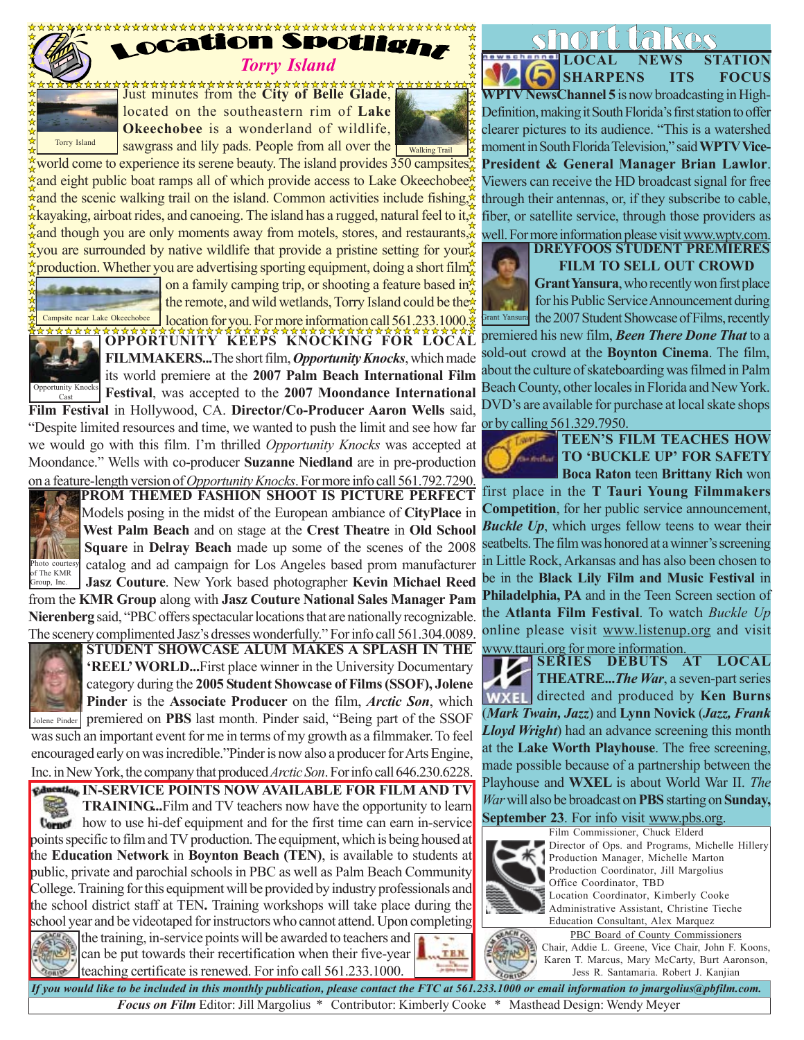# Location Spotlight

## *Torry Island*

Torry Island

Walking Trail

Just minutes from the **City of Belle Glade**, located on the southeastern rim of **Lake Okeechobee** is a wonderland of wildlife, sawgrass and lily pads. People from all over the world come to experience its serene beauty. The island provides 350 campsites and eight public boat ramps all of which provide access to Lake Okeechobee and the scenic walking trail on the island. Common activities include fishing, kayaking, airboat rides, and canoeing. The island has a rugged, natural feel to it, and though you are only moments away from motels, stores, and restaurants, you are surrounded by native wildlife that provide a pristine setting for your production. Whether you are advertising sporting equipment, doing a short film on a family camping trip, or shooting a feature based in the remote, and wild wetlands, Torry Island could be the location for you. For more information call 561.233.1000.

Campsite near Lake Okeechobee

Opportunity Knocks Cast

**OPPORTUNITY KEEPS KNOCKING FOR LOCAL FILMMAKERS...**The short film, ***Opportunity Knocks***, which made its world premiere at the **2007 Palm Beach International Film Festival**, was accepted to the **2007 Moondance International Film Festival** in Hollywood, CA. **Director/Co-Producer Aaron Wells** said, "Despite limited resources and time, we wanted to push the limit and see how far we would go with this film. I'm thrilled *Opportunity Knocks* was accepted at Moondance." Wells with co-producer **Suzanne Niedland** are in pre-production on a feature-length version of *Opportunity Knocks*. For more info call 561.792.7290.

Photo courtesy of The KMR Group, Inc.

**PROM THEMED FASHION SHOOT IS PICTURE PERFECT** Models posing in the midst of the European ambiance of **CityPlace** in **West Palm Beach** and on stage at the **Crest Theatre** in **Old School Square** in **Delray Beach** made up some of the scenes of the 2008 catalog and ad campaign for Los Angeles based prom manufacturer **Jasz Couture**. New York based photographer **Kevin Michael Reed** from the **KMR Group** along with **Jasz Couture National Sales Manager Pam Nierenberg** said, "PBC offers spectacular locations that are nationally recognizable. The scenery complimented Jasz's dresses wonderfully." For info call 561.304.0089.

Jolene Pinder

**STUDENT SHOWCASE ALUM MAKES A SPLASH IN THE 'REEL' WORLD...**First place winner in the University Documentary category during the **2005 Student Showcase of Films (SSOF), Jolene Pinder** is the **Associate Producer** on the film, ***Arctic Son***, which premiered on **PBS** last month. Pinder said, "Being part of the SSOF was such an important event for me in terms of my growth as a filmmaker. To feel encouraged early on was incredible." Pinder is now also a producer for Arts Engine, Inc. in New York, the company that produced *Arctic Son*. For info call 646.230.6228.

Education Corner

**IN-SERVICE POINTS NOW AVAILABLE FOR FILM AND TV TRAINING...**Film and TV teachers now have the opportunity to learn how to use hi-def equipment and for the first time can earn in-service points specific to film and TV production. The equipment, which is being housed at the **Education Network** in **Boynton Beach (TEN)**, is available to students at public, private and parochial schools in PBC as well as Palm Beach Community College. Training for this equipment will be provided by industry professionals and the school district staff at TEN**.** Training workshops will take place during the school year and be videotaped for instructors who cannot attend. Upon completing the training, in-service points will be awarded to teachers and can be put towards their recertification when their five-year teaching certificate is renewed. For info call 561.233.1000.

# short takes

**LOCAL NEWS STATION SHARPENS ITS FOCUS**

**WPTV NewsChannel 5** is now broadcasting in High-Definition, making it South Florida's first station to offer clearer pictures to its audience. "This is a watershed moment in South Florida Television," said **WPTV Vice-President & General Manager Brian Lawlor**. Viewers can receive the HD broadcast signal for free through their antennas, or, if they subscribe to cable, fiber, or satellite service, through those providers as well. For more information please visit www.wptv.com.

Grant Yansura

**DREYFOOS STUDENT PREMIERES FILM TO SELL OUT CROWD**

**Grant Yansura**, who recently won first place for his Public Service Announcement during the 2007 Student Showcase of Films, recently premiered his new film, ***Been There Done That*** to a sold-out crowd at the **Boynton Cinema**. The film, about the culture of skateboarding was filmed in Palm Beach County, other locales in Florida and New York. DVD's are available for purchase at local skate shops or by calling 561.329.7950.

**TEEN'S FILM TEACHES HOW TO 'BUCKLE UP' FOR SAFETY**

**Boca Raton** teen **Brittany Rich** won first place in the **T Tauri Young Filmmakers Competition**, for her public service announcement, ***Buckle Up***, which urges fellow teens to wear their seatbelts. The film was honored at a winner's screening in Little Rock, Arkansas and has also been chosen to be in the **Black Lily Film and Music Festival** in **Philadelphia, PA** and in the Teen Screen section of the **Atlanta Film Festival**. To watch *Buckle Up* online please visit www.listenup.org and visit www.ttauri.org for more information.

**SERIES DEBUTS AT LOCAL THEATRE...*The War***, a seven-part series directed and produced by **Ken Burns** (***Mark Twain, Jazz***) and **Lynn Novick** (***Jazz, Frank Lloyd Wright***) had an advance screening this month at the **Lake Worth Playhouse**. The free screening, made possible because of a partnership between the Playhouse and **WXEL** is about World War II. *The War* will also be broadcast on **PBS** starting on **Sunday, September 23**. For info visit www.pbs.org.

Film Commissioner, Chuck Elderd
Director of Ops. and Programs, Michelle Hillery
Production Manager, Michelle Marton
Production Coordinator, Jill Margolius
Office Coordinator, TBD
Location Coordinator, Kimberly Cooke
Administrative Assistant, Christine Tieche
Education Consultant, Alex Marquez

PBC Board of County Commissioners
Chair, Addie L. Greene, Vice Chair, John F. Koons, Karen T. Marcus, Mary McCarty, Burt Aaronson, Jess R. Santamaria. Robert J. Kanjian

*If you would like to be included in this monthly publication, please contact the FTC at 561.233.1000 or email information to jmargolius@pbfilm.com.*

***Focus on Film*** Editor: Jill Margolius * Contributor: Kimberly Cooke * Masthead Design: Wendy Meyer